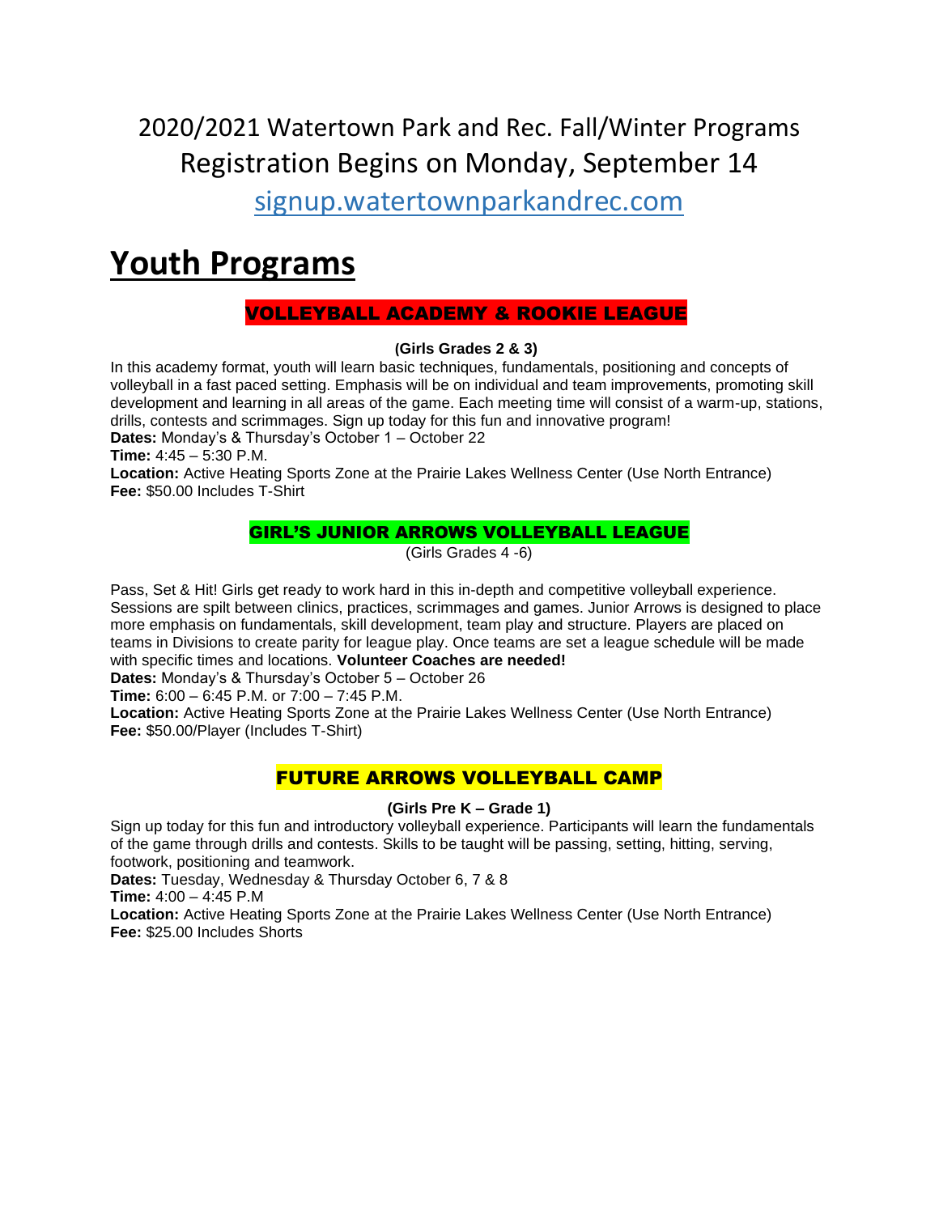# 2020/2021 Watertown Park and Rec. Fall/Winter Programs Registration Begins on Monday, September 14

signup.watertownparkandrec.com

# Youth Programs

## VOLLEYBALL ACADEMY & ROOKIE LEAGUE

**(Girls Grades 2 & 3)**

In this academy format, youth will learn basic techniques, fundamentals, positioning and concepts of volleyball in a fast paced setting. Emphasis will be on individual and team improvements, promoting skill development and learning in all areas of the game. Each meeting time will consist of a warm-up, stations, drills, contests and scrimmages. Sign up today for this fun and innovative program!

**Dates:** Monday's & Thursday's October 1 – October 22
**Time:** 4:45 – 5:30 P.M.
**Location:** Active Heating Sports Zone at the Prairie Lakes Wellness Center (Use North Entrance)
**Fee:** $50.00 Includes T-Shirt

## GIRL'S JUNIOR ARROWS VOLLEYBALL LEAGUE

(Girls Grades 4 -6)

Pass, Set & Hit! Girls get ready to work hard in this in-depth and competitive volleyball experience. Sessions are spilt between clinics, practices, scrimmages and games. Junior Arrows is designed to place more emphasis on fundamentals, skill development, team play and structure. Players are placed on teams in Divisions to create parity for league play. Once teams are set a league schedule will be made with specific times and locations. **Volunteer Coaches are needed!**

**Dates:** Monday's & Thursday's October 5 – October 26
**Time:** 6:00 – 6:45 P.M. or 7:00 – 7:45 P.M.
**Location:** Active Heating Sports Zone at the Prairie Lakes Wellness Center (Use North Entrance)
**Fee:** $50.00/Player (Includes T-Shirt)

## FUTURE ARROWS VOLLEYBALL CAMP

**(Girls Pre K – Grade 1)**

Sign up today for this fun and introductory volleyball experience. Participants will learn the fundamentals of the game through drills and contests. Skills to be taught will be passing, setting, hitting, serving, footwork, positioning and teamwork.

**Dates:** Tuesday, Wednesday & Thursday October 6, 7 & 8
**Time:** 4:00 – 4:45 P.M
**Location:** Active Heating Sports Zone at the Prairie Lakes Wellness Center (Use North Entrance)
**Fee:** $25.00 Includes Shorts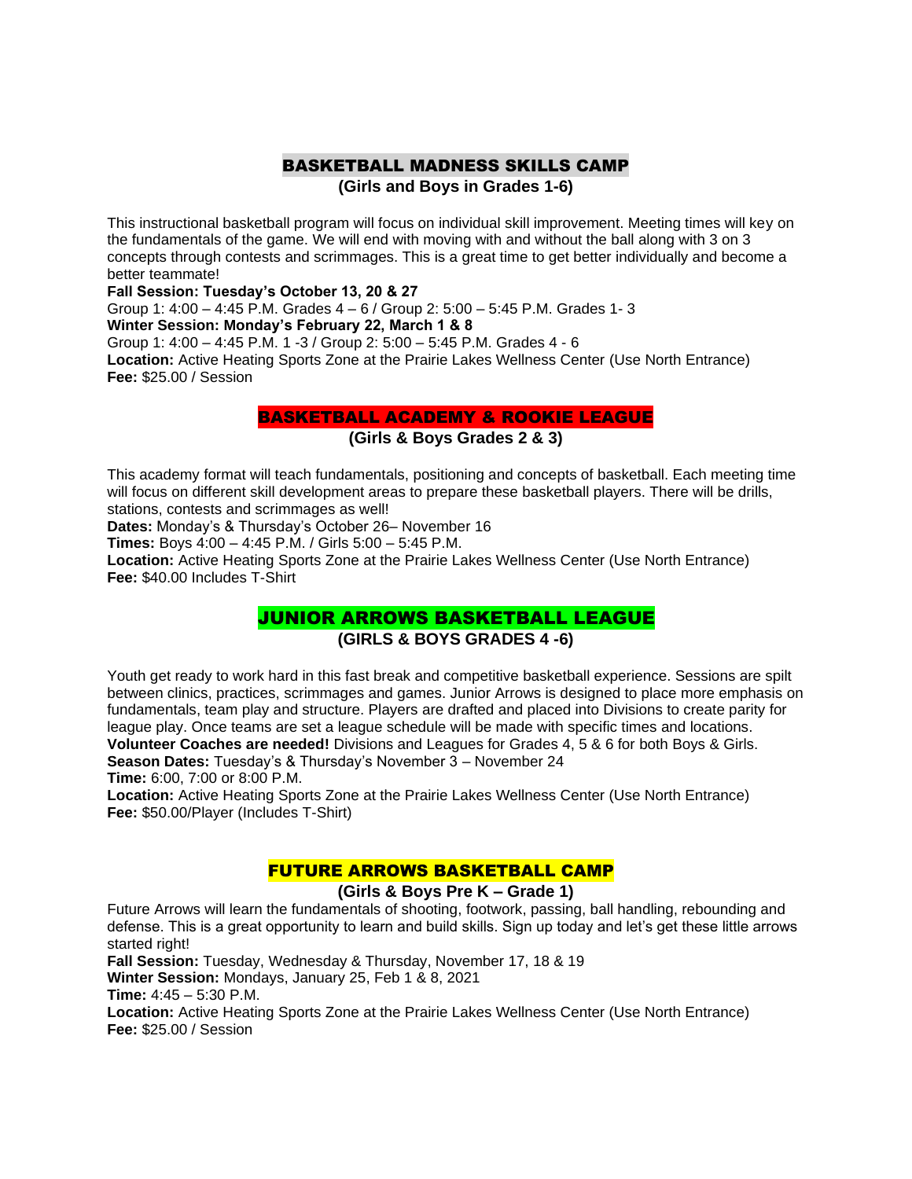## BASKETBALL MADNESS SKILLS CAMP

**(Girls and Boys in Grades 1-6)**

This instructional basketball program will focus on individual skill improvement. Meeting times will key on the fundamentals of the game. We will end with moving with and without the ball along with 3 on 3 concepts through contests and scrimmages. This is a great time to get better individually and become a better teammate!

**Fall Session: Tuesday's October 13, 20 & 27**
Group 1: 4:00 – 4:45 P.M. Grades 4 – 6 / Group 2: 5:00 – 5:45 P.M. Grades 1- 3
**Winter Session: Monday's February 22, March 1 & 8**
Group 1: 4:00 – 4:45 P.M. 1 -3 / Group 2: 5:00 – 5:45 P.M. Grades 4 - 6
**Location:** Active Heating Sports Zone at the Prairie Lakes Wellness Center (Use North Entrance)
**Fee:** $25.00 / Session

## BASKETBALL ACADEMY & ROOKIE LEAGUE

**(Girls & Boys Grades 2 & 3)**

This academy format will teach fundamentals, positioning and concepts of basketball. Each meeting time will focus on different skill development areas to prepare these basketball players. There will be drills, stations, contests and scrimmages as well!

**Dates:** Monday's & Thursday's October 26– November 16
**Times:** Boys 4:00 – 4:45 P.M. / Girls 5:00 – 5:45 P.M.
**Location:** Active Heating Sports Zone at the Prairie Lakes Wellness Center (Use North Entrance)
**Fee:** $40.00 Includes T-Shirt

## JUNIOR ARROWS BASKETBALL LEAGUE

**(GIRLS & BOYS GRADES 4 -6)**

Youth get ready to work hard in this fast break and competitive basketball experience. Sessions are spilt between clinics, practices, scrimmages and games. Junior Arrows is designed to place more emphasis on fundamentals, team play and structure. Players are drafted and placed into Divisions to create parity for league play. Once teams are set a league schedule will be made with specific times and locations.
**Volunteer Coaches are needed!** Divisions and Leagues for Grades 4, 5 & 6 for both Boys & Girls.
**Season Dates:** Tuesday's & Thursday's November 3 – November 24
**Time:** 6:00, 7:00 or 8:00 P.M.
**Location:** Active Heating Sports Zone at the Prairie Lakes Wellness Center (Use North Entrance)
**Fee:** $50.00/Player (Includes T-Shirt)

## FUTURE ARROWS BASKETBALL CAMP

**(Girls & Boys Pre K – Grade 1)**

Future Arrows will learn the fundamentals of shooting, footwork, passing, ball handling, rebounding and defense. This is a great opportunity to learn and build skills. Sign up today and let's get these little arrows started right!

**Fall Session:** Tuesday, Wednesday & Thursday, November 17, 18 & 19
**Winter Session:** Mondays, January 25, Feb 1 & 8, 2021
**Time:** 4:45 – 5:30 P.M.
**Location:** Active Heating Sports Zone at the Prairie Lakes Wellness Center (Use North Entrance)
**Fee:** $25.00 / Session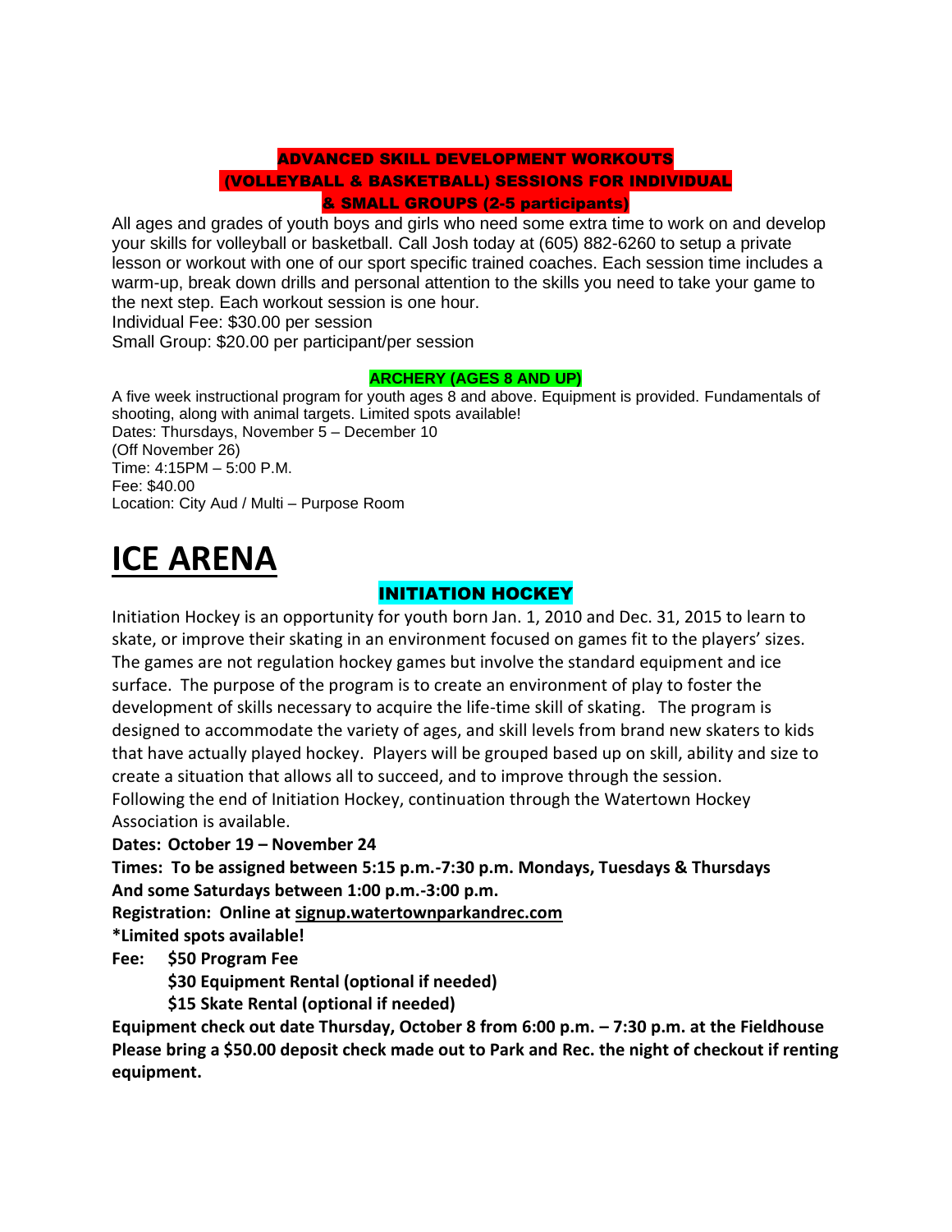### ADVANCED SKILL DEVELOPMENT WORKOUTS (VOLLEYBALL & BASKETBALL) SESSIONS FOR INDIVIDUAL & SMALL GROUPS (2-5 participants)

All ages and grades of youth boys and girls who need some extra time to work on and develop your skills for volleyball or basketball. Call Josh today at (605) 882-6260 to setup a private lesson or workout with one of our sport specific trained coaches. Each session time includes a warm-up, break down drills and personal attention to the skills you need to take your game to the next step. Each workout session is one hour.

Individual Fee: $30.00 per session

Small Group: $20.00 per participant/per session

### ARCHERY (AGES 8 AND UP)

A five week instructional program for youth ages 8 and above. Equipment is provided. Fundamentals of shooting, along with animal targets. Limited spots available!

Dates: Thursdays, November 5 – December 10

(Off November 26)

Time: 4:15PM – 5:00 P.M.

Fee: $40.00

Location: City Aud / Multi – Purpose Room

# ICE ARENA

### INITIATION HOCKEY

Initiation Hockey is an opportunity for youth born Jan. 1, 2010 and Dec. 31, 2015 to learn to skate, or improve their skating in an environment focused on games fit to the players' sizes. The games are not regulation hockey games but involve the standard equipment and ice surface. The purpose of the program is to create an environment of play to foster the development of skills necessary to acquire the life-time skill of skating. The program is designed to accommodate the variety of ages, and skill levels from brand new skaters to kids that have actually played hockey. Players will be grouped based up on skill, ability and size to create a situation that allows all to succeed, and to improve through the session. Following the end of Initiation Hockey, continuation through the Watertown Hockey Association is available.

**Dates: October 19 – November 24**

**Times: To be assigned between 5:15 p.m.-7:30 p.m. Mondays, Tuesdays & Thursdays And some Saturdays between 1:00 p.m.-3:00 p.m.**

**Registration: Online at signup.watertownparkandrec.com**

***Limited spots available!**

**Fee: $50 Program Fee**

**$30 Equipment Rental (optional if needed)**

**$15 Skate Rental (optional if needed)**

**Equipment check out date Thursday, October 8 from 6:00 p.m. – 7:30 p.m. at the Fieldhouse Please bring a $50.00 deposit check made out to Park and Rec. the night of checkout if renting equipment.**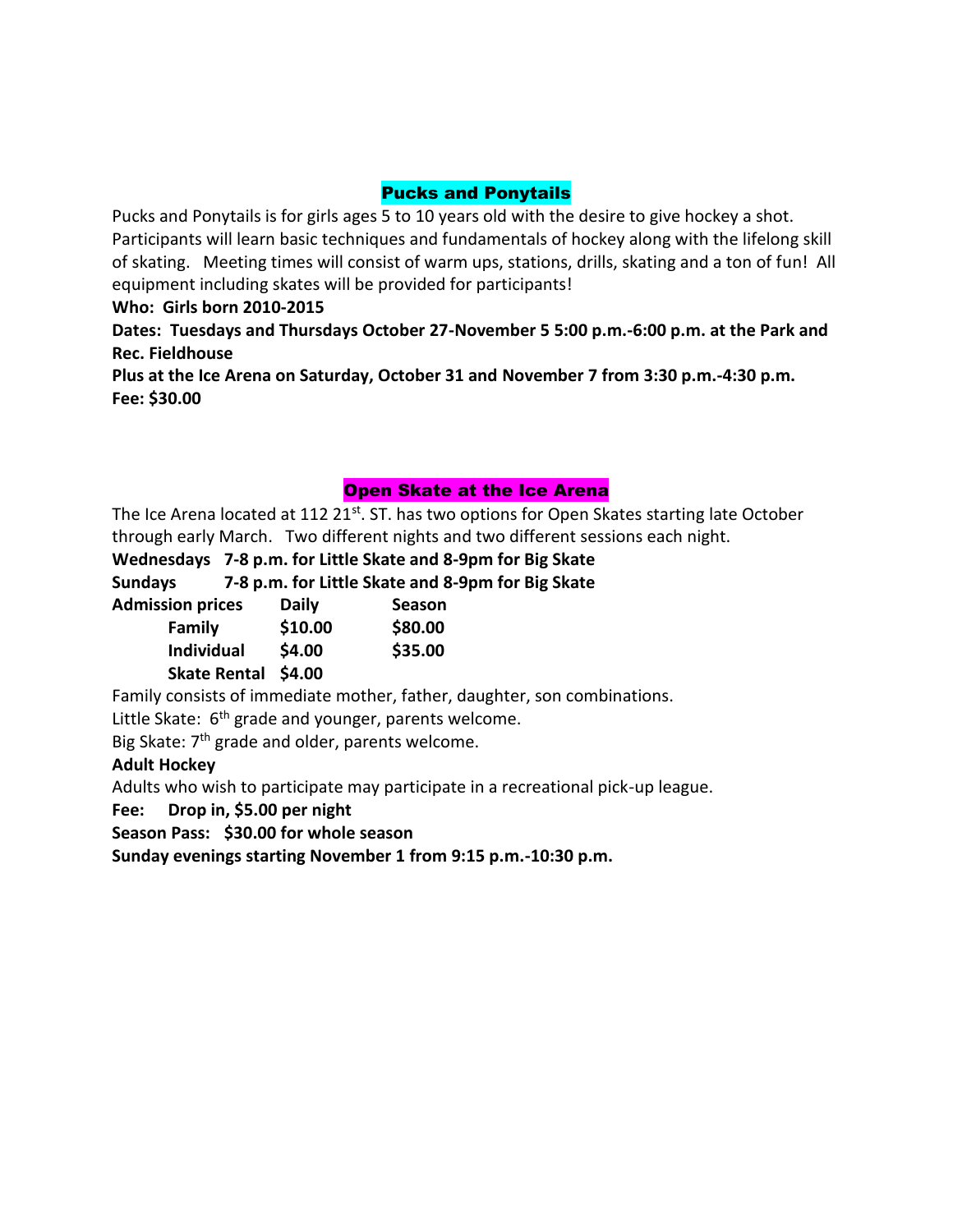## Pucks and Ponytails

Pucks and Ponytails is for girls ages 5 to 10 years old with the desire to give hockey a shot. Participants will learn basic techniques and fundamentals of hockey along with the lifelong skill of skating. Meeting times will consist of warm ups, stations, drills, skating and a ton of fun! All equipment including skates will be provided for participants!

**Who: Girls born 2010-2015**

**Dates: Tuesdays and Thursdays October 27-November 5 5:00 p.m.-6:00 p.m. at the Park and Rec. Fieldhouse**

**Plus at the Ice Arena on Saturday, October 31 and November 7 from 3:30 p.m.-4:30 p.m.**

**Fee: $30.00**

## Open Skate at the Ice Arena

The Ice Arena located at 112 21st. ST. has two options for Open Skates starting late October through early March. Two different nights and two different sessions each night.

**Wednesdays 7-8 p.m. for Little Skate and 8-9pm for Big Skate**

**Sundays 7-8 p.m. for Little Skate and 8-9pm for Big Skate**

| Admission prices | Daily | Season |
|---|---|---|
| Family | $10.00 | $80.00 |
| Individual | $4.00 | $35.00 |
| Skate Rental | $4.00 | |

Family consists of immediate mother, father, daughter, son combinations.

Little Skate: 6th grade and younger, parents welcome.

Big Skate: 7th grade and older, parents welcome.

**Adult Hockey**

Adults who wish to participate may participate in a recreational pick-up league.

**Fee: Drop in, $5.00 per night**

**Season Pass: $30.00 for whole season**

**Sunday evenings starting November 1 from 9:15 p.m.-10:30 p.m.**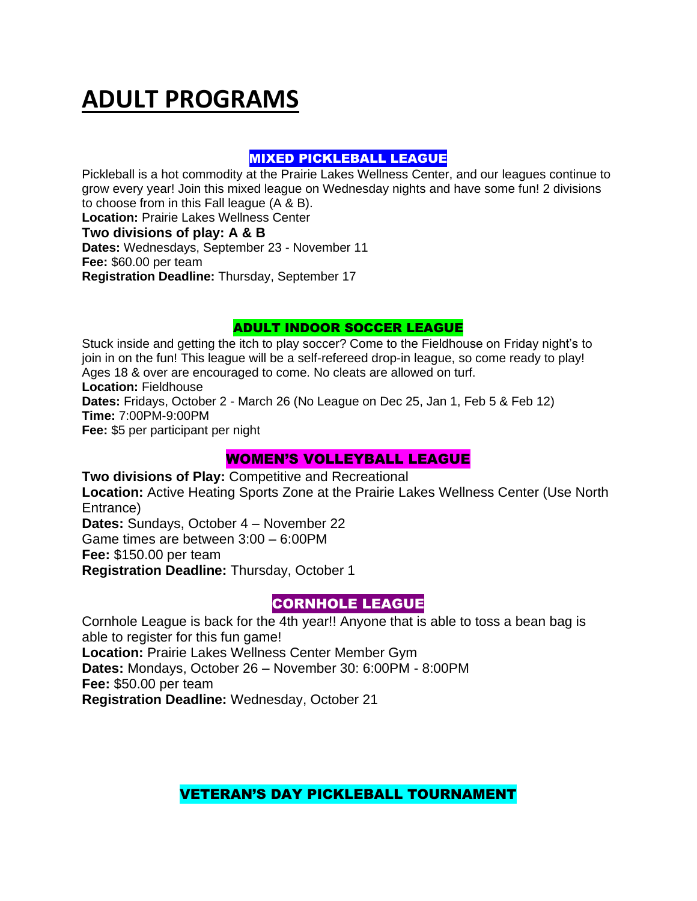# ADULT PROGRAMS

## MIXED PICKLEBALL LEAGUE

Pickleball is a hot commodity at the Prairie Lakes Wellness Center, and our leagues continue to grow every year! Join this mixed league on Wednesday nights and have some fun! 2 divisions to choose from in this Fall league (A & B).

**Location:** Prairie Lakes Wellness Center

**Two divisions of play: A & B**

**Dates:** Wednesdays, September 23 - November 11

**Fee:** $60.00 per team

**Registration Deadline:** Thursday, September 17

## ADULT INDOOR SOCCER LEAGUE

Stuck inside and getting the itch to play soccer? Come to the Fieldhouse on Friday night's to join in on the fun! This league will be a self-refereed drop-in league, so come ready to play! Ages 18 & over are encouraged to come. No cleats are allowed on turf.

**Location:** Fieldhouse

**Dates:** Fridays, October 2 - March 26 (No League on Dec 25, Jan 1, Feb 5 & Feb 12)

**Time:** 7:00PM-9:00PM

**Fee:** $5 per participant per night

## WOMEN'S VOLLEYBALL LEAGUE

**Two divisions of Play:** Competitive and Recreational

**Location:** Active Heating Sports Zone at the Prairie Lakes Wellness Center (Use North Entrance)

**Dates:** Sundays, October 4 – November 22

Game times are between 3:00 – 6:00PM

**Fee:** $150.00 per team

**Registration Deadline:** Thursday, October 1

## CORNHOLE LEAGUE

Cornhole League is back for the 4th year!! Anyone that is able to toss a bean bag is able to register for this fun game!

**Location:** Prairie Lakes Wellness Center Member Gym

**Dates:** Mondays, October 26 – November 30: 6:00PM - 8:00PM

**Fee:** $50.00 per team

**Registration Deadline:** Wednesday, October 21

## VETERAN'S DAY PICKLEBALL TOURNAMENT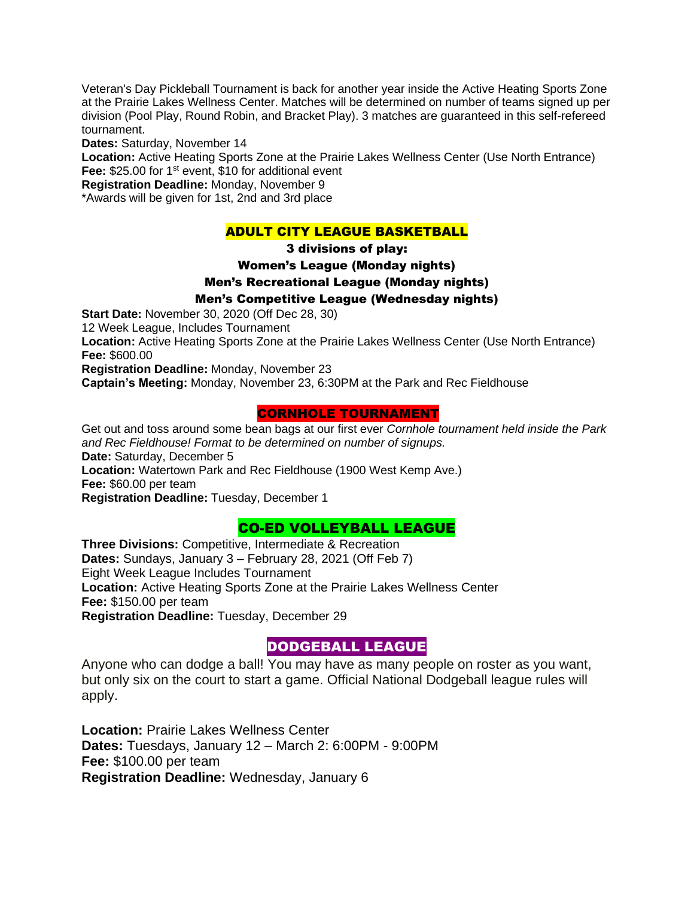Veteran's Day Pickleball Tournament is back for another year inside the Active Heating Sports Zone at the Prairie Lakes Wellness Center. Matches will be determined on number of teams signed up per division (Pool Play, Round Robin, and Bracket Play). 3 matches are guaranteed in this self-refereed tournament.

**Dates:** Saturday, November 14
**Location:** Active Heating Sports Zone at the Prairie Lakes Wellness Center (Use North Entrance)
**Fee:** $25.00 for 1st event, $10 for additional event
**Registration Deadline:** Monday, November 9
*Awards will be given for 1st, 2nd and 3rd place

## ADULT CITY LEAGUE BASKETBALL

**3 divisions of play:**
**Women's League (Monday nights)**
**Men's Recreational League (Monday nights)**
**Men's Competitive League (Wednesday nights)**

**Start Date:** November 30, 2020 (Off Dec 28, 30)
12 Week League, Includes Tournament
**Location:** Active Heating Sports Zone at the Prairie Lakes Wellness Center (Use North Entrance)
**Fee:** $600.00
**Registration Deadline:** Monday, November 23
**Captain's Meeting:** Monday, November 23, 6:30PM at the Park and Rec Fieldhouse

## CORNHOLE TOURNAMENT

Get out and toss around some bean bags at our first ever *Cornhole tournament held inside the Park and Rec Fieldhouse! Format to be determined on number of signups.*
**Date:** Saturday, December 5
**Location:** Watertown Park and Rec Fieldhouse (1900 West Kemp Ave.)
**Fee:** $60.00 per team
**Registration Deadline:** Tuesday, December 1

## CO-ED VOLLEYBALL LEAGUE

**Three Divisions:** Competitive, Intermediate & Recreation
**Dates:** Sundays, January 3 – February 28, 2021 (Off Feb 7)
Eight Week League Includes Tournament
**Location:** Active Heating Sports Zone at the Prairie Lakes Wellness Center
**Fee:** $150.00 per team
**Registration Deadline:** Tuesday, December 29

## DODGEBALL LEAGUE

Anyone who can dodge a ball! You may have as many people on roster as you want, but only six on the court to start a game. Official National Dodgeball league rules will apply.

**Location:** Prairie Lakes Wellness Center
**Dates:** Tuesdays, January 12 – March 2: 6:00PM - 9:00PM
**Fee:** $100.00 per team
**Registration Deadline:** Wednesday, January 6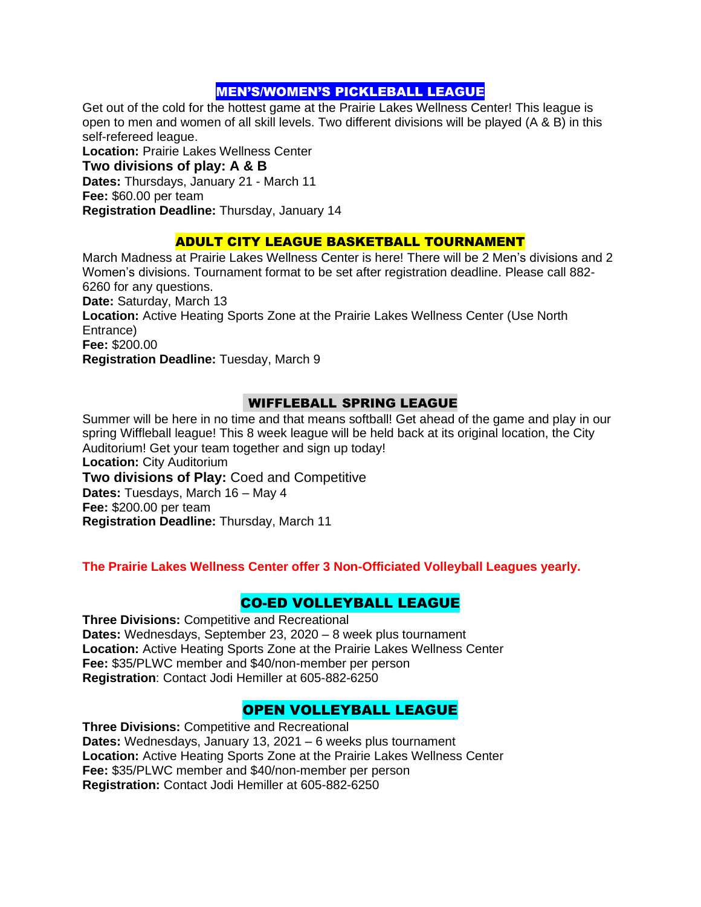## MEN'S/WOMEN'S PICKLEBALL LEAGUE

Get out of the cold for the hottest game at the Prairie Lakes Wellness Center! This league is open to men and women of all skill levels. Two different divisions will be played (A & B) in this self-refereed league.

**Location:** Prairie Lakes Wellness Center
**Two divisions of play: A & B**
**Dates:** Thursdays, January 21 - March 11
**Fee:** $60.00 per team
**Registration Deadline:** Thursday, January 14

## ADULT CITY LEAGUE BASKETBALL TOURNAMENT

March Madness at Prairie Lakes Wellness Center is here! There will be 2 Men's divisions and 2 Women's divisions. Tournament format to be set after registration deadline. Please call 882-6260 for any questions.

**Date:** Saturday, March 13
**Location:** Active Heating Sports Zone at the Prairie Lakes Wellness Center (Use North Entrance)
**Fee:** $200.00
**Registration Deadline:** Tuesday, March 9

## WIFFLEBALL SPRING LEAGUE

Summer will be here in no time and that means softball! Get ahead of the game and play in our spring Wiffleball league! This 8 week league will be held back at its original location, the City Auditorium! Get your team together and sign up today!

**Location:** City Auditorium
**Two divisions of Play:** Coed and Competitive
**Dates:** Tuesdays, March 16 – May 4
**Fee:** $200.00 per team
**Registration Deadline:** Thursday, March 11

**The Prairie Lakes Wellness Center offer 3 Non-Officiated Volleyball Leagues yearly.**

## CO-ED VOLLEYBALL LEAGUE

**Three Divisions:** Competitive and Recreational
**Dates:** Wednesdays, September 23, 2020 – 8 week plus tournament
**Location:** Active Heating Sports Zone at the Prairie Lakes Wellness Center
**Fee:** $35/PLWC member and $40/non-member per person
**Registration**: Contact Jodi Hemiller at 605-882-6250

## OPEN VOLLEYBALL LEAGUE

**Three Divisions:** Competitive and Recreational
**Dates:** Wednesdays, January 13, 2021 – 6 weeks plus tournament
**Location:** Active Heating Sports Zone at the Prairie Lakes Wellness Center
**Fee:** $35/PLWC member and $40/non-member per person
**Registration:** Contact Jodi Hemiller at 605-882-6250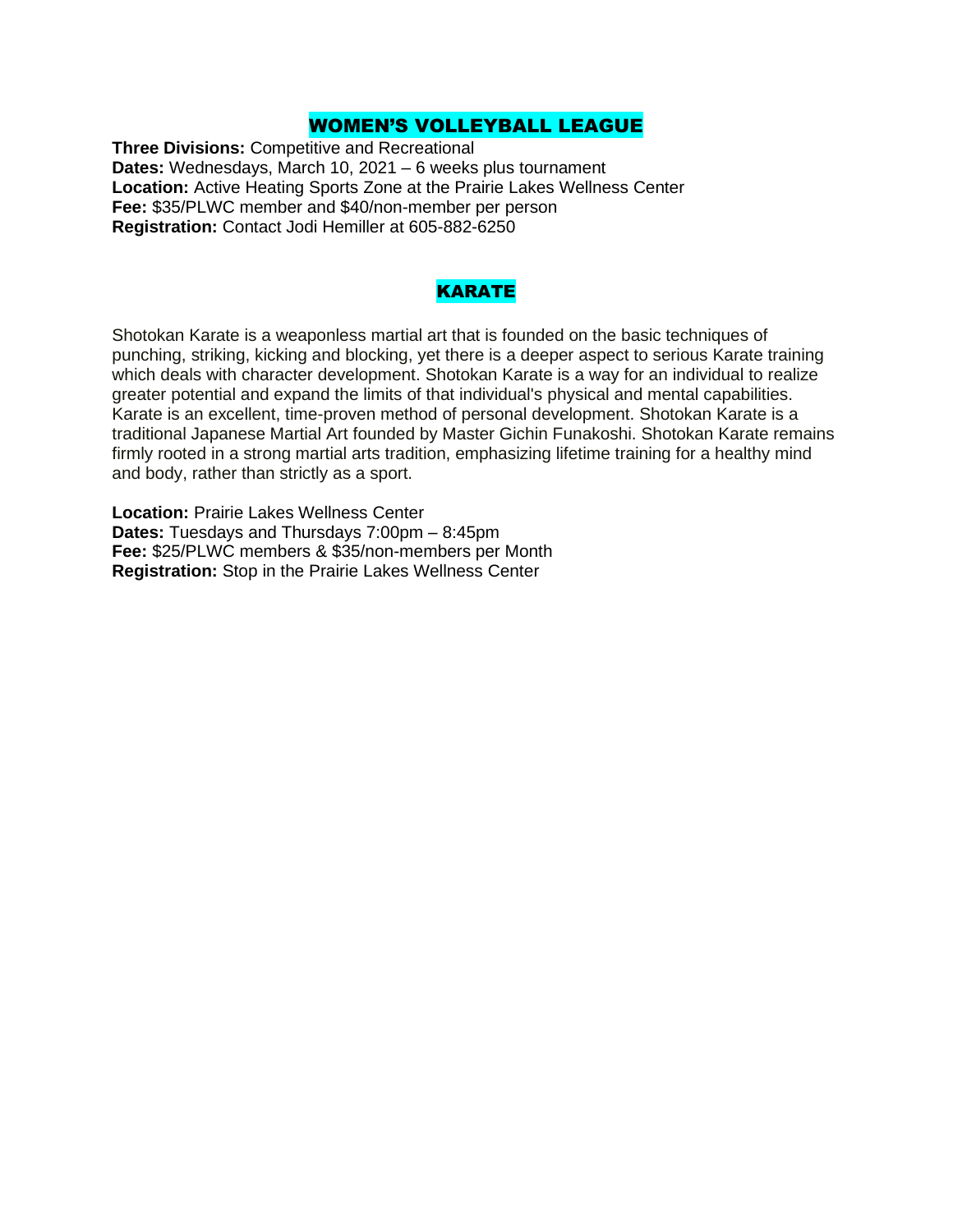## WOMEN'S VOLLEYBALL LEAGUE

**Three Divisions:** Competitive and Recreational
**Dates:** Wednesdays, March 10, 2021 – 6 weeks plus tournament
**Location:** Active Heating Sports Zone at the Prairie Lakes Wellness Center
**Fee:** $35/PLWC member and $40/non-member per person
**Registration:** Contact Jodi Hemiller at 605-882-6250

## KARATE

Shotokan Karate is a weaponless martial art that is founded on the basic techniques of punching, striking, kicking and blocking, yet there is a deeper aspect to serious Karate training which deals with character development. Shotokan Karate is a way for an individual to realize greater potential and expand the limits of that individual's physical and mental capabilities. Karate is an excellent, time-proven method of personal development. Shotokan Karate is a traditional Japanese Martial Art founded by Master Gichin Funakoshi. Shotokan Karate remains firmly rooted in a strong martial arts tradition, emphasizing lifetime training for a healthy mind and body, rather than strictly as a sport.

**Location:** Prairie Lakes Wellness Center
**Dates:** Tuesdays and Thursdays 7:00pm – 8:45pm
**Fee:** $25/PLWC members & $35/non-members per Month
**Registration:** Stop in the Prairie Lakes Wellness Center